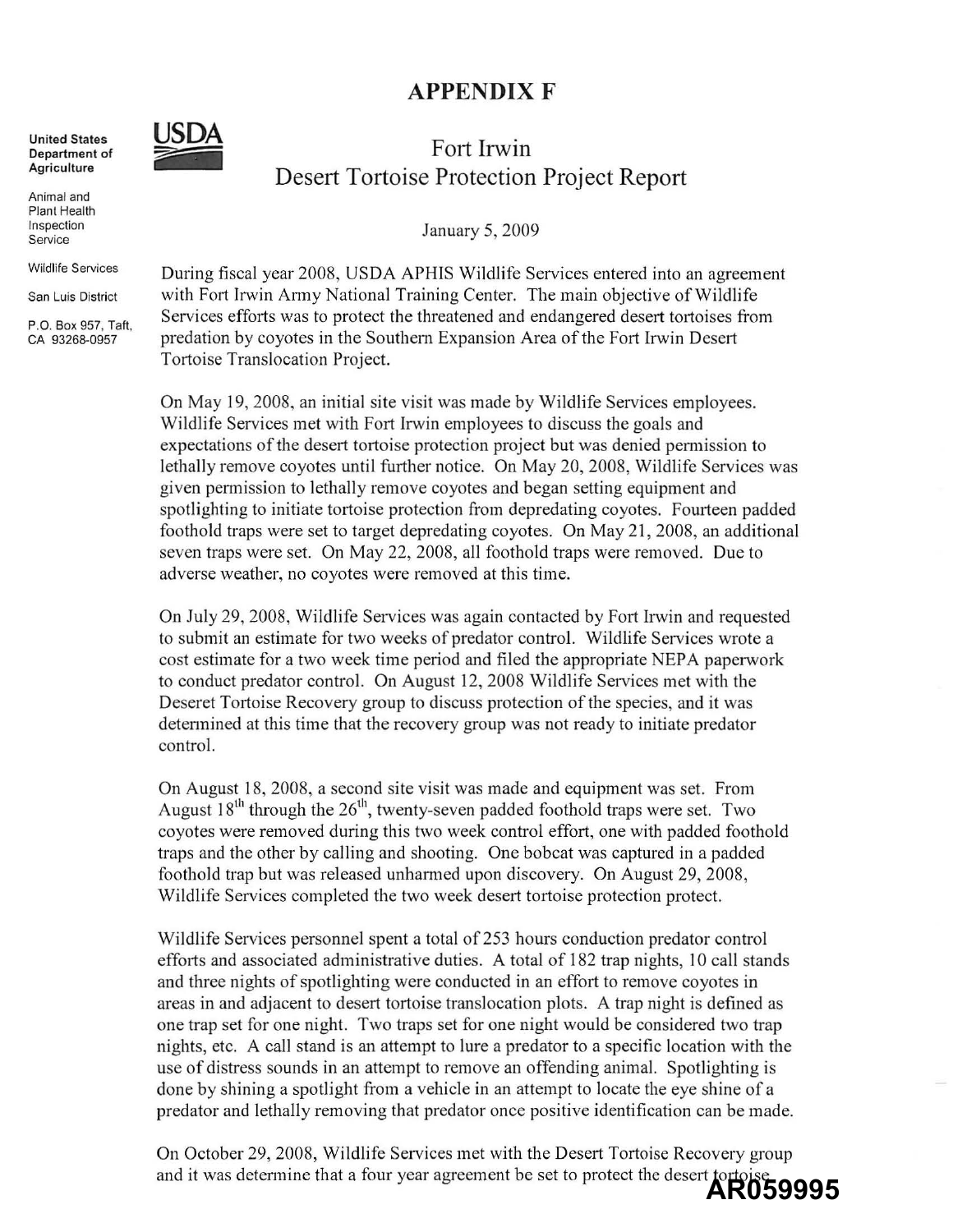# APPENDIX F

United States Department of Agriculture

Animal and Plant Health Inspection Service

Wildlife Services

San Luis District

P.O. Box 957, Taft, CA 93268-0957

## Fort Irwin Desert Tortoise Protection Project Report

January 5, 2009

During fiscal year 2008, USDA APHIS Wildlife Services entered into an agreement with Fort Irwin Army National Training Center. The main objective of Wildlife Services efforts was to protect the threatened and endangered desert tortoises from predation by coyotes in the Southern Expansion Area of the Fort Irwin Desert Tortoise Translocation Project.

On May 19, 2008, an initial site visit was made by Wildlife Services employees. Wildlife Services met with Fort Irwin employees to discuss the goals and expectations of the desert tortoise protection project but was denied permission to lethally remove coyotes until further notice. On May 20, 2008, Wildlife Services was given permission to lethally remove coyotes and began setting equipment and spotlighting to initiate tortoise protection from depredating coyotes. Fourteen padded foothold traps were set to target depredating coyotes. On May 21, 2008, an additional seven traps were set. On May 22, 2008, all foothold traps were removed. Due to adverse weather, no coyotes were removed at this time.

On July 29, 2008, Wildlife Services was again contacted by Fort Irwin and requested to submit an estimate for two weeks of predator control. Wildlife Services wrote a cost estimate for a two week time period and filed the appropriate NEPA paperwork to conduct predator control. On August 12, 2008 Wildlife Services met with the Deseret Tortoise Recovery group to discuss protection of the species, and it was determined at this time that the recovery group was not ready to initiate predator control.

On August 18, 2008, a second site visit was made and equipment was set. From August 18th through the 26th, twenty-seven padded foothold traps were set. Two coyotes were removed during this two week control effort, one with padded foothold traps and the other by calling and shooting. One bobcat was captured in a padded foothold trap but was released unharmed upon discovery. On August 29, 2008, Wildlife Services completed the two week desert tortoise protection protect.

Wildlife Services personnel spent a total of 253 hours conduction predator control efforts and associated administrative duties. A total of 182 trap nights, 10 call stands and three nights of spotlighting were conducted in an effort to remove coyotes in areas in and adjacent to desert tortoise translocation plots. A trap night is defined as one trap set for one night. Two traps set for one night would be considered two trap nights, etc. A call stand is an attempt to lure a predator to a specific location with the use of distress sounds in an attempt to remove an offending animal. Spotlighting is done by shining a spotlight from a vehicle in an attempt to locate the eye shine of a predator and lethally removing that predator once positive identification can be made.

On October 29, 2008, Wildlife Services met with the Desert Tortoise Recovery group and it was determine that a four year agreement be set to protect the desert tortoise.

AR059995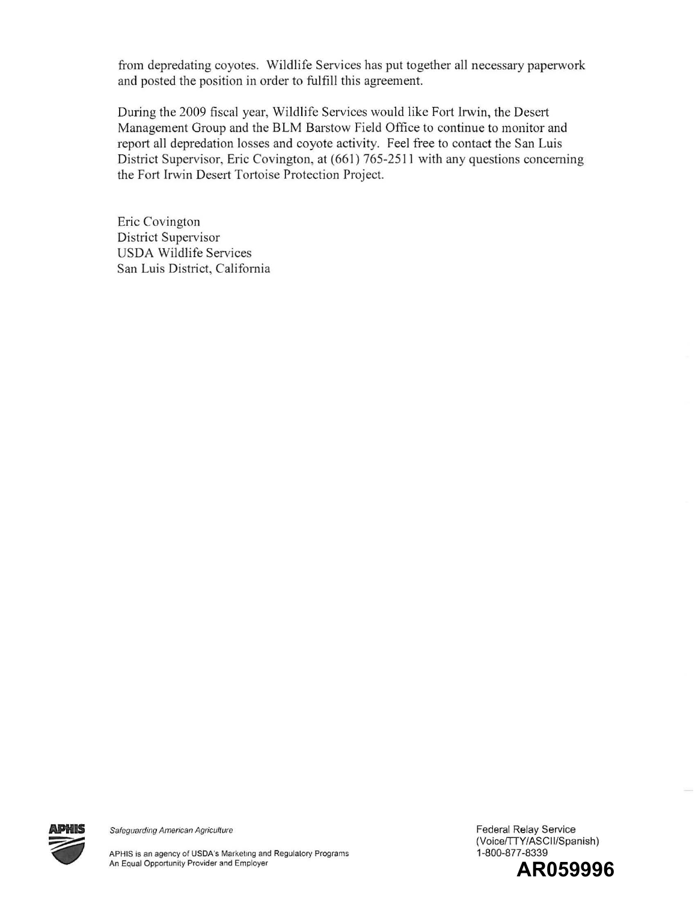from depredating coyotes. Wildlife Services has put together all necessary paperwork and posted the position in order to fulfill this agreement.

During the 2009 fiscal year, Wildlife Services would like Fort Irwin, the Desert Management Group and the BLM Barstow Field Office to continue to monitor and report all depredation losses and coyote activity. Feel free to contact the San Luis District Supervisor, Eric Covington, at (661) 765-2511 with any questions concerning the Fort Irwin Desert Tortoise Protection Project.

Eric Covington
District Supervisor
USDA Wildlife Services
San Luis District, California

APHIS

*Safeguarding American Agriculture*

APHIS is an agency of USDA's Marketing and Regulatory Programs
An Equal Opportunity Provider and Employer

Federal Relay Service
(Voice/TTY/ASCII/Spanish)
1-800-877-8339

**AR059996**